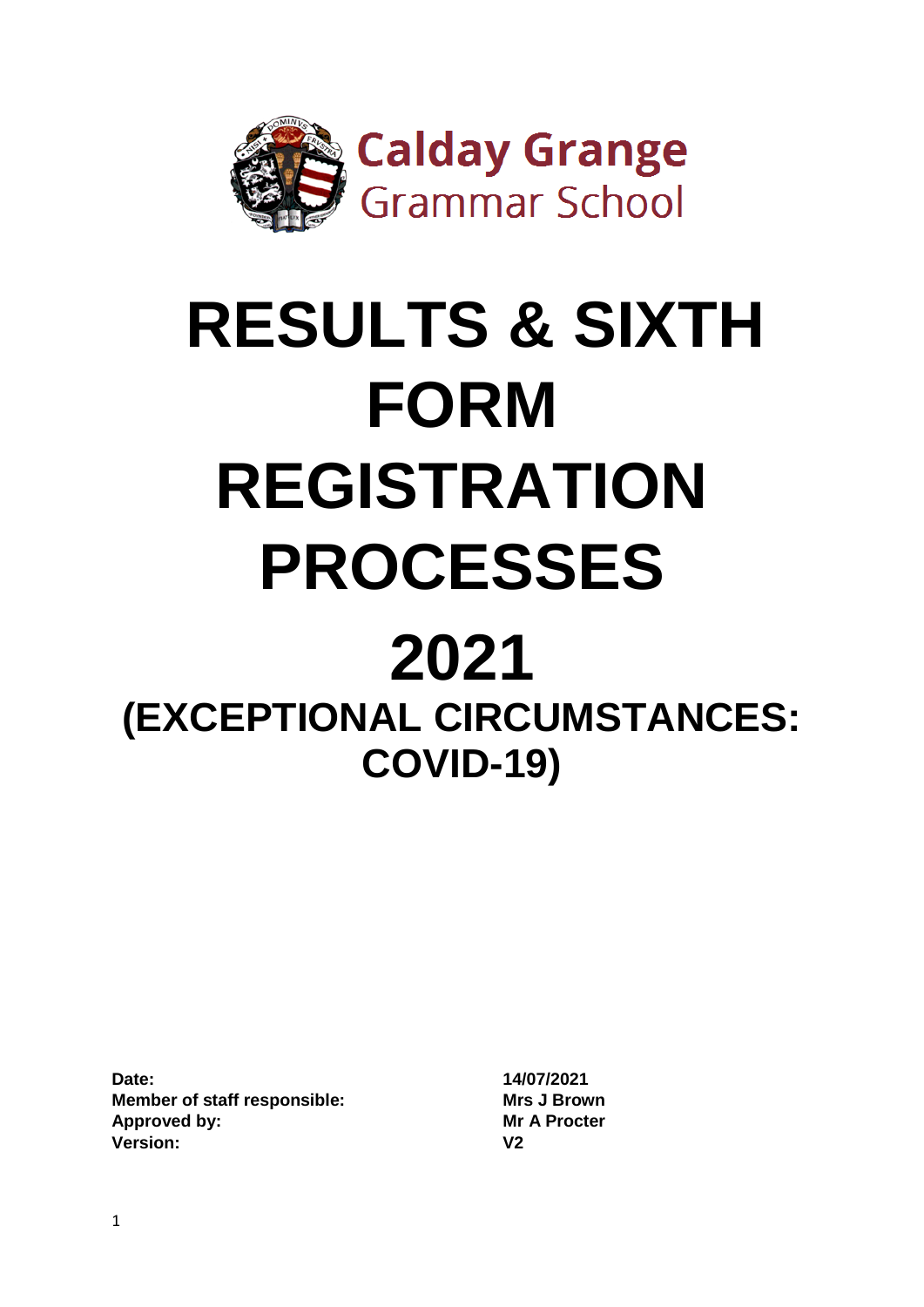Calday Grange
Grammar School

# RESULTS & SIXTH FORM REGISTRATION PROCESSES

# 2021

## (EXCEPTIONAL CIRCUMSTANCES: COVID-19)

| | |
|---|---|
| **Date:** | **14/07/2021** |
| **Member of staff responsible:** | **Mrs J Brown** |
| **Approved by:** | **Mr A Procter** |
| **Version:** | **V2** |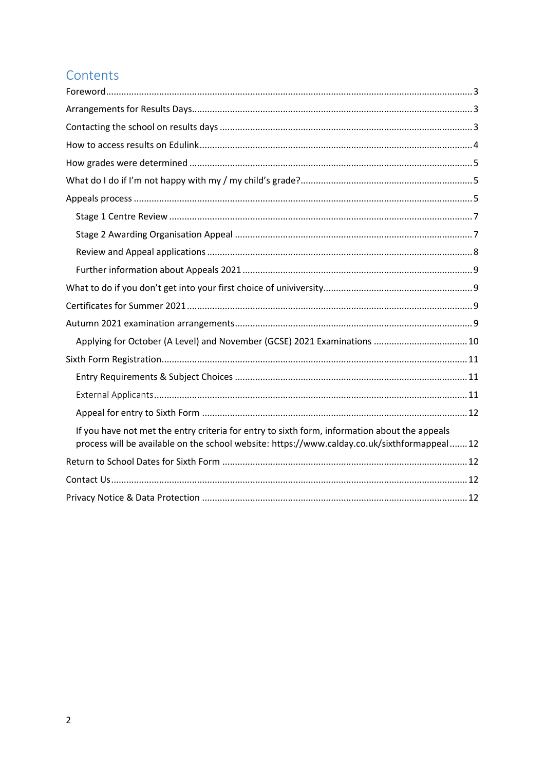# Contents

- Foreword ........ 3
- Arrangements for Results Days ........ 3
- Contacting the school on results days ........ 3
- How to access results on Edulink ........ 4
- How grades were determined ........ 5
- What do I do if I'm not happy with my / my child's grade? ........ 5
- Appeals process ........ 5
  - Stage 1 Centre Review ........ 7
  - Stage 2 Awarding Organisation Appeal ........ 7
  - Review and Appeal applications ........ 8
  - Further information about Appeals 2021 ........ 9
- What to do if you don't get into your first choice of univiversity ........ 9
- Certificates for Summer 2021 ........ 9
- Autumn 2021 examination arrangements ........ 9
  - Applying for October (A Level) and November (GCSE) 2021 Examinations ........ 10
- Sixth Form Registration ........ 11
  - Entry Requirements & Subject Choices ........ 11
  - External Applicants ........ 11
  - Appeal for entry to Sixth Form ........ 12
  - If you have not met the entry criteria for entry to sixth form, information about the appeals process will be available on the school website: https://www.calday.co.uk/sixthformappeal ........ 12
- Return to School Dates for Sixth Form ........ 12
- Contact Us ........ 12
- Privacy Notice & Data Protection ........ 12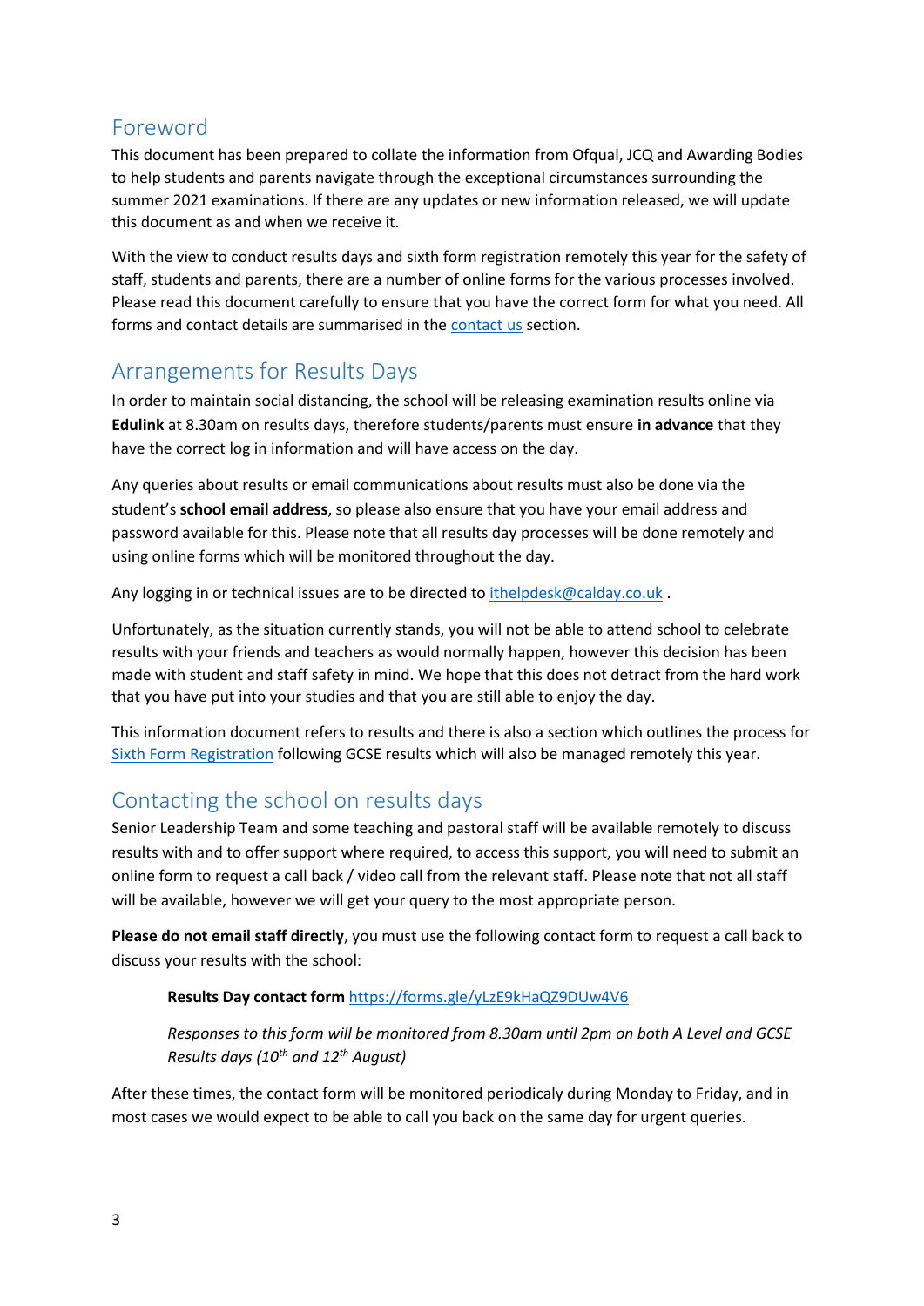## Foreword

This document has been prepared to collate the information from Ofqual, JCQ and Awarding Bodies to help students and parents navigate through the exceptional circumstances surrounding the summer 2021 examinations. If there are any updates or new information released, we will update this document as and when we receive it.

With the view to conduct results days and sixth form registration remotely this year for the safety of staff, students and parents, there are a number of online forms for the various processes involved. Please read this document carefully to ensure that you have the correct form for what you need. All forms and contact details are summarised in the contact us section.

## Arrangements for Results Days

In order to maintain social distancing, the school will be releasing examination results online via **Edulink** at 8.30am on results days, therefore students/parents must ensure **in advance** that they have the correct log in information and will have access on the day.

Any queries about results or email communications about results must also be done via the student's **school email address**, so please also ensure that you have your email address and password available for this. Please note that all results day processes will be done remotely and using online forms which will be monitored throughout the day.

Any logging in or technical issues are to be directed to ithelpdesk@calday.co.uk .

Unfortunately, as the situation currently stands, you will not be able to attend school to celebrate results with your friends and teachers as would normally happen, however this decision has been made with student and staff safety in mind. We hope that this does not detract from the hard work that you have put into your studies and that you are still able to enjoy the day.

This information document refers to results and there is also a section which outlines the process for Sixth Form Registration following GCSE results which will also be managed remotely this year.

## Contacting the school on results days

Senior Leadership Team and some teaching and pastoral staff will be available remotely to discuss results with and to offer support where required, to access this support, you will need to submit an online form to request a call back / video call from the relevant staff. Please note that not all staff will be available, however we will get your query to the most appropriate person.

**Please do not email staff directly**, you must use the following contact form to request a call back to discuss your results with the school:

> **Results Day contact form** https://forms.gle/yLzE9kHaQZ9DUw4V6
>
> *Responses to this form will be monitored from 8.30am until 2pm on both A Level and GCSE Results days (10th and 12th August)*

After these times, the contact form will be monitored periodicaly during Monday to Friday, and in most cases we would expect to be able to call you back on the same day for urgent queries.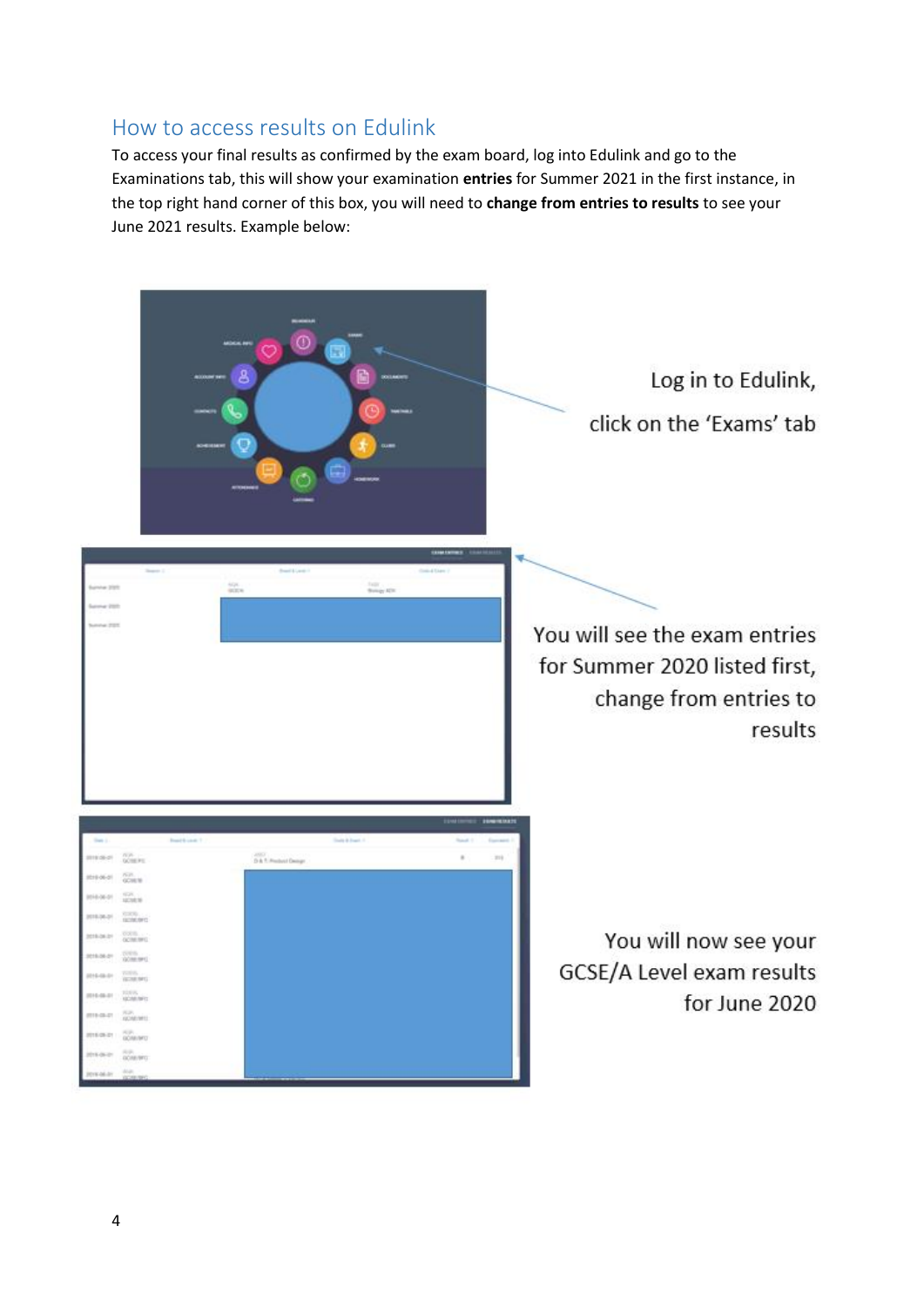## How to access results on Edulink

To access your final results as confirmed by the exam board, log into Edulink and go to the Examinations tab, this will show your examination **entries** for Summer 2021 in the first instance, in the top right hand corner of this box, you will need to **change from entries to results** to see your June 2021 results. Example below:

Log in to Edulink, click on the 'Exams' tab

You will see the exam entries for Summer 2020 listed first, change from entries to results

You will now see your GCSE/A Level exam results for June 2020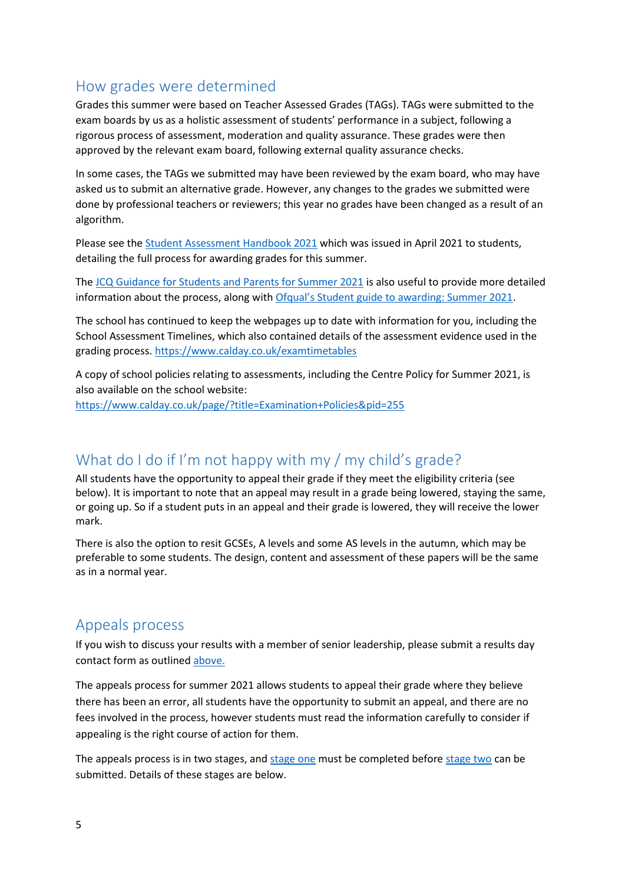## How grades were determined

Grades this summer were based on Teacher Assessed Grades (TAGs). TAGs were submitted to the exam boards by us as a holistic assessment of students' performance in a subject, following a rigorous process of assessment, moderation and quality assurance. These grades were then approved by the relevant exam board, following external quality assurance checks.

In some cases, the TAGs we submitted may have been reviewed by the exam board, who may have asked us to submit an alternative grade. However, any changes to the grades we submitted were done by professional teachers or reviewers; this year no grades have been changed as a result of an algorithm.

Please see the [Student Assessment Handbook 2021]() which was issued in April 2021 to students, detailing the full process for awarding grades for this summer.

The [JCQ Guidance for Students and Parents for Summer 2021]() is also useful to provide more detailed information about the process, along with [Ofqual's Student guide to awarding: Summer 2021]().

The school has continued to keep the webpages up to date with information for you, including the School Assessment Timelines, which also contained details of the assessment evidence used in the grading process. https://www.calday.co.uk/examtimetables

A copy of school policies relating to assessments, including the Centre Policy for Summer 2021, is also available on the school website:
https://www.calday.co.uk/page/?title=Examination+Policies&pid=255

## What do I do if I'm not happy with my / my child's grade?

All students have the opportunity to appeal their grade if they meet the eligibility criteria (see below). It is important to note that an appeal may result in a grade being lowered, staying the same, or going up. So if a student puts in an appeal and their grade is lowered, they will receive the lower mark.

There is also the option to resit GCSEs, A levels and some AS levels in the autumn, which may be preferable to some students. The design, content and assessment of these papers will be the same as in a normal year.

## Appeals process

If you wish to discuss your results with a member of senior leadership, please submit a results day contact form as outlined [above.]()

The appeals process for summer 2021 allows students to appeal their grade where they believe there has been an error, all students have the opportunity to submit an appeal, and there are no fees involved in the process, however students must read the information carefully to consider if appealing is the right course of action for them.

The appeals process is in two stages, and [stage one]() must be completed before [stage two]() can be submitted. Details of these stages are below.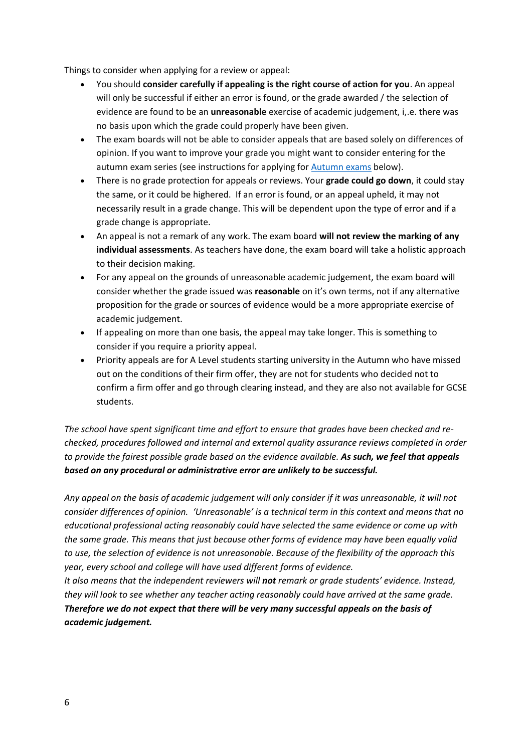Things to consider when applying for a review or appeal:

- You should **consider carefully if appealing is the right course of action for you**. An appeal will only be successful if either an error is found, or the grade awarded / the selection of evidence are found to be an **unreasonable** exercise of academic judgement, i,.e. there was no basis upon which the grade could properly have been given.
- The exam boards will not be able to consider appeals that are based solely on differences of opinion. If you want to improve your grade you might want to consider entering for the autumn exam series (see instructions for applying for [Autumn exams] below).
- There is no grade protection for appeals or reviews. Your **grade could go down**, it could stay the same, or it could be highered. If an error is found, or an appeal upheld, it may not necessarily result in a grade change. This will be dependent upon the type of error and if a grade change is appropriate.
- An appeal is not a remark of any work. The exam board **will not review the marking of any individual assessments**. As teachers have done, the exam board will take a holistic approach to their decision making.
- For any appeal on the grounds of unreasonable academic judgement, the exam board will consider whether the grade issued was **reasonable** on it's own terms, not if any alternative proposition for the grade or sources of evidence would be a more appropriate exercise of academic judgement.
- If appealing on more than one basis, the appeal may take longer. This is something to consider if you require a priority appeal.
- Priority appeals are for A Level students starting university in the Autumn who have missed out on the conditions of their firm offer, they are not for students who decided not to confirm a firm offer and go through clearing instead, and they are also not available for GCSE students.

*The school have spent significant time and effort to ensure that grades have been checked and re-checked, procedures followed and internal and external quality assurance reviews completed in order to provide the fairest possible grade based on the evidence available.* ***As such, we feel that appeals based on any procedural or administrative error are unlikely to be successful.***

*Any appeal on the basis of academic judgement will only consider if it was unreasonable, it will not consider differences of opinion. 'Unreasonable' is a technical term in this context and means that no educational professional acting reasonably could have selected the same evidence or come up with the same grade. This means that just because other forms of evidence may have been equally valid to use, the selection of evidence is not unreasonable. Because of the flexibility of the approach this year, every school and college will have used different forms of evidence.*
*It also means that the independent reviewers will* ***not*** *remark or grade students' evidence. Instead, they will look to see whether any teacher acting reasonably could have arrived at the same grade.*
***Therefore we do not expect that there will be very many successful appeals on the basis of academic judgement.***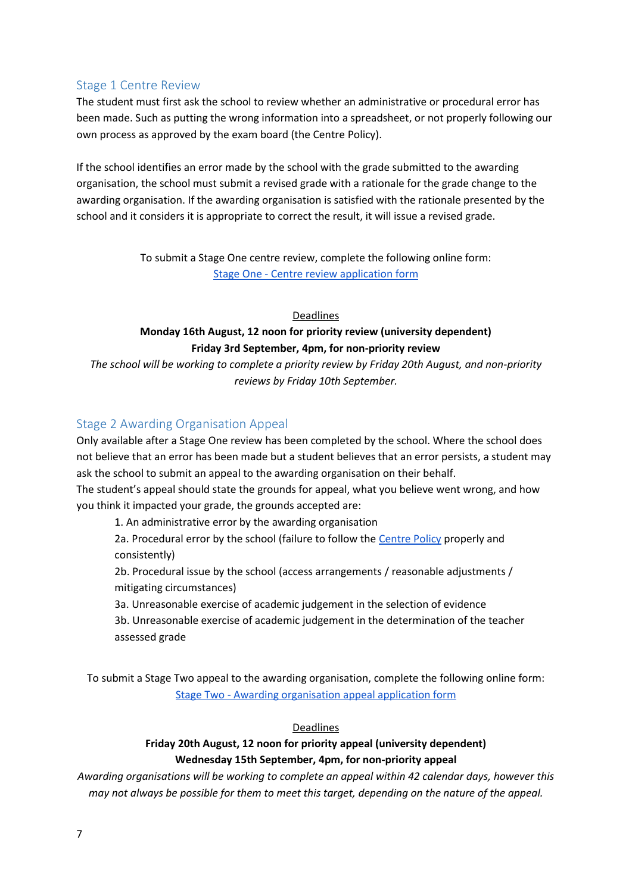## Stage 1 Centre Review

The student must first ask the school to review whether an administrative or procedural error has been made. Such as putting the wrong information into a spreadsheet, or not properly following our own process as approved by the exam board (the Centre Policy).

If the school identifies an error made by the school with the grade submitted to the awarding organisation, the school must submit a revised grade with a rationale for the grade change to the awarding organisation. If the awarding organisation is satisfied with the rationale presented by the school and it considers it is appropriate to correct the result, it will issue a revised grade.

To submit a Stage One centre review, complete the following online form:
[Stage One - Centre review application form]

Deadlines

**Monday 16th August, 12 noon for priority review (university dependent)**
**Friday 3rd September, 4pm, for non-priority review**

*The school will be working to complete a priority review by Friday 20th August, and non-priority reviews by Friday 10th September.*

## Stage 2 Awarding Organisation Appeal

Only available after a Stage One review has been completed by the school. Where the school does not believe that an error has been made but a student believes that an error persists, a student may ask the school to submit an appeal to the awarding organisation on their behalf.
The student's appeal should state the grounds for appeal, what you believe went wrong, and how you think it impacted your grade, the grounds accepted are:

1. An administrative error by the awarding organisation
2a. Procedural error by the school (failure to follow the Centre Policy properly and consistently)
2b. Procedural issue by the school (access arrangements / reasonable adjustments / mitigating circumstances)
3a. Unreasonable exercise of academic judgement in the selection of evidence
3b. Unreasonable exercise of academic judgement in the determination of the teacher assessed grade

To submit a Stage Two appeal to the awarding organisation, complete the following online form:
[Stage Two - Awarding organisation appeal application form]

Deadlines

**Friday 20th August, 12 noon for priority appeal (university dependent)**
**Wednesday 15th September, 4pm, for non-priority appeal**

*Awarding organisations will be working to complete an appeal within 42 calendar days, however this may not always be possible for them to meet this target, depending on the nature of the appeal.*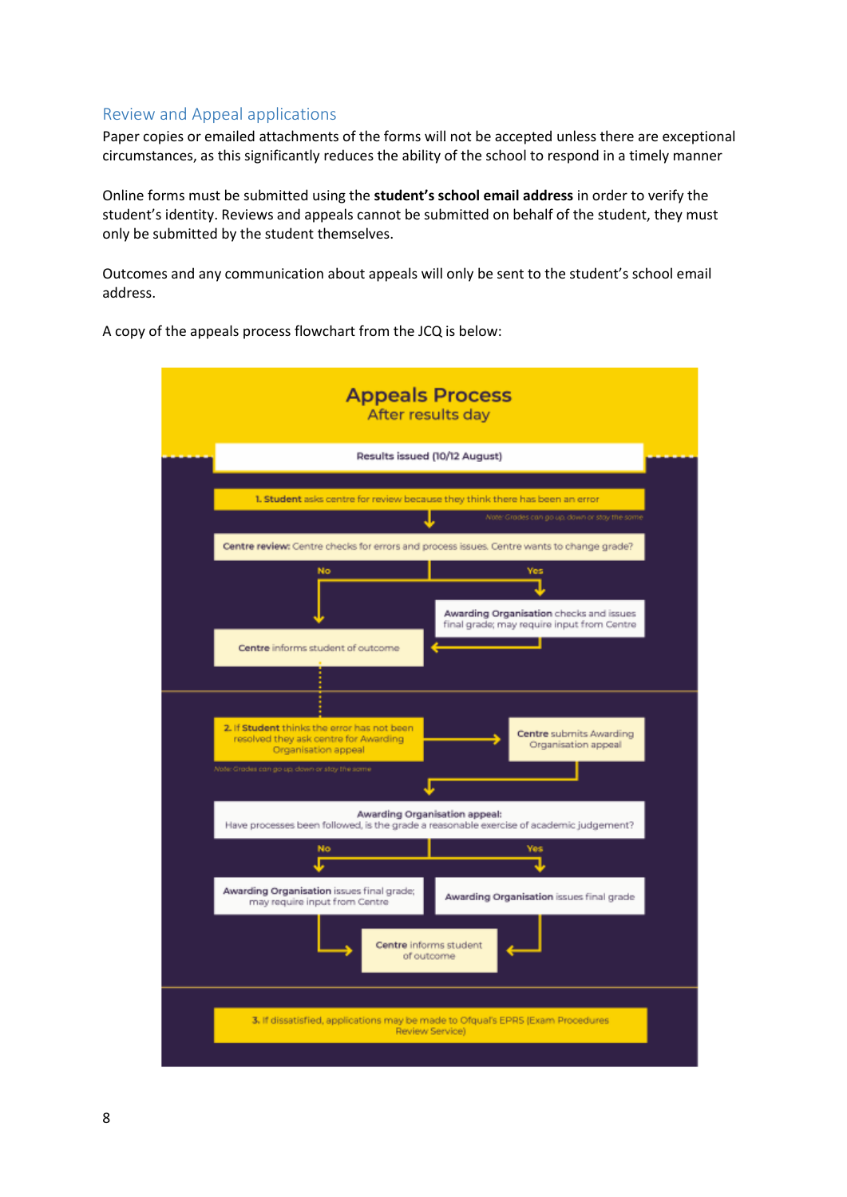## Review and Appeal applications

Paper copies or emailed attachments of the forms will not be accepted unless there are exceptional circumstances, as this significantly reduces the ability of the school to respond in a timely manner

Online forms must be submitted using the **student's school email address** in order to verify the student's identity. Reviews and appeals cannot be submitted on behalf of the student, they must only be submitted by the student themselves.

Outcomes and any communication about appeals will only be sent to the student's school email address.

A copy of the appeals process flowchart from the JCQ is below:

**Appeals Process**
After results day

Results issued (10/12 August)

1. **Student** asks centre for review because they think there has been an error

Note: Grades can go up, down or stay the same

**Centre review:** Centre checks for errors and process issues. Centre wants to change grade?

- No → **Centre** informs student of outcome
- Yes → **Awarding Organisation** checks and issues final grade; may require input from Centre → **Centre** informs student of outcome

2. If **Student** thinks the error has not been resolved they ask centre for Awarding Organisation appeal → **Centre** submits Awarding Organisation appeal

Note: Grades can go up, down or stay the same

**Awarding Organisation appeal:**
Have processes been followed, is the grade a reasonable exercise of academic judgement?

- No → **Awarding Organisation** issues final grade; may require input from Centre → **Centre** informs student of outcome
- Yes → **Awarding Organisation** issues final grade → **Centre** informs student of outcome

3. If dissatisfied, applications may be made to Ofqual's EPRS (Exam Procedures Review Service)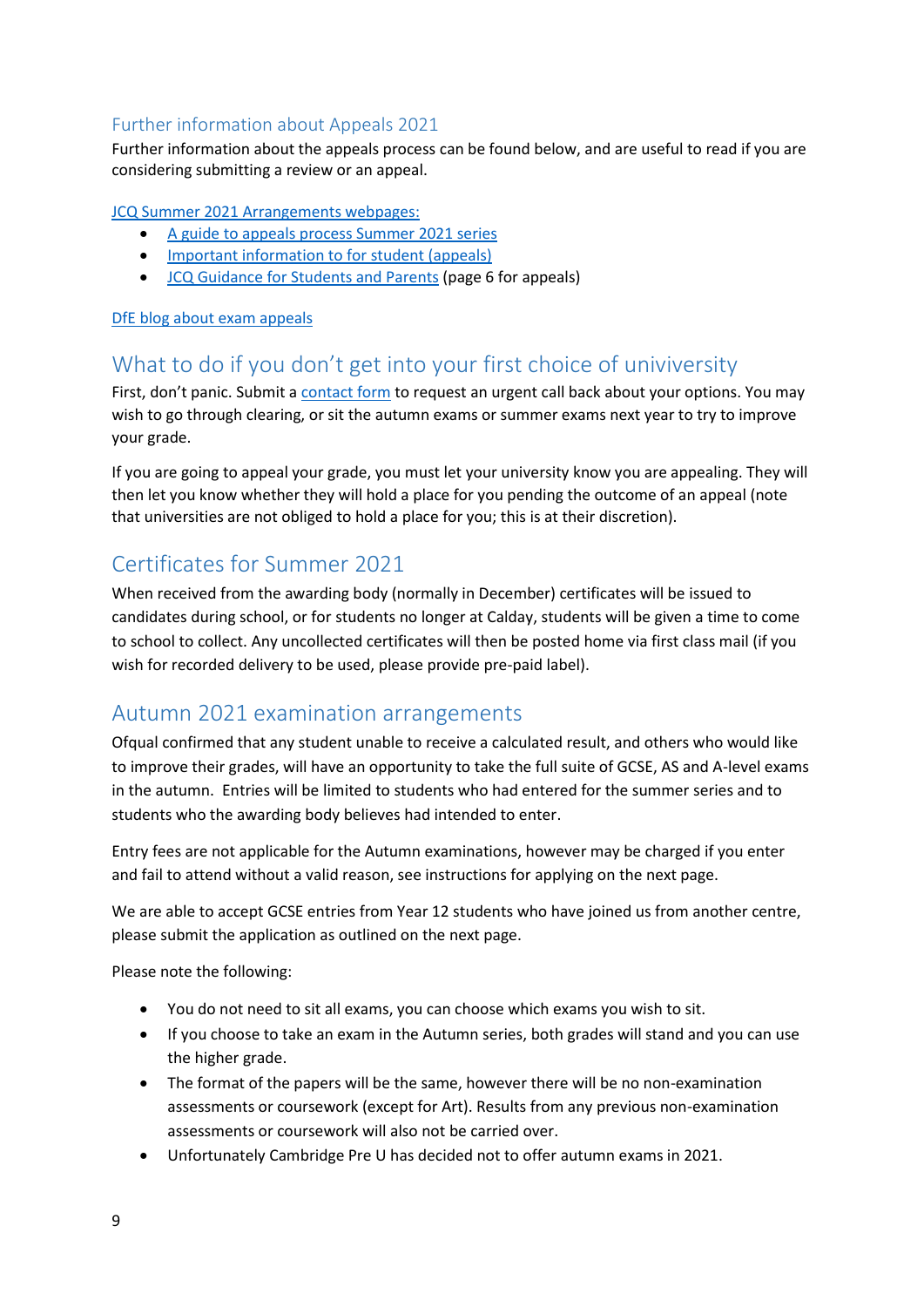## Further information about Appeals 2021

Further information about the appeals process can be found below, and are useful to read if you are considering submitting a review or an appeal.

JCQ Summer 2021 Arrangements webpages:

- A guide to appeals process Summer 2021 series
- Important information to for student (appeals)
- JCQ Guidance for Students and Parents (page 6 for appeals)

DfE blog about exam appeals

## What to do if you don't get into your first choice of univiversity

First, don't panic. Submit a contact form to request an urgent call back about your options. You may wish to go through clearing, or sit the autumn exams or summer exams next year to try to improve your grade.

If you are going to appeal your grade, you must let your university know you are appealing. They will then let you know whether they will hold a place for you pending the outcome of an appeal (note that universities are not obliged to hold a place for you; this is at their discretion).

## Certificates for Summer 2021

When received from the awarding body (normally in December) certificates will be issued to candidates during school, or for students no longer at Calday, students will be given a time to come to school to collect. Any uncollected certificates will then be posted home via first class mail (if you wish for recorded delivery to be used, please provide pre-paid label).

## Autumn 2021 examination arrangements

Ofqual confirmed that any student unable to receive a calculated result, and others who would like to improve their grades, will have an opportunity to take the full suite of GCSE, AS and A-level exams in the autumn. Entries will be limited to students who had entered for the summer series and to students who the awarding body believes had intended to enter.

Entry fees are not applicable for the Autumn examinations, however may be charged if you enter and fail to attend without a valid reason, see instructions for applying on the next page.

We are able to accept GCSE entries from Year 12 students who have joined us from another centre, please submit the application as outlined on the next page.

Please note the following:

- You do not need to sit all exams, you can choose which exams you wish to sit.
- If you choose to take an exam in the Autumn series, both grades will stand and you can use the higher grade.
- The format of the papers will be the same, however there will be no non-examination assessments or coursework (except for Art). Results from any previous non-examination assessments or coursework will also not be carried over.
- Unfortunately Cambridge Pre U has decided not to offer autumn exams in 2021.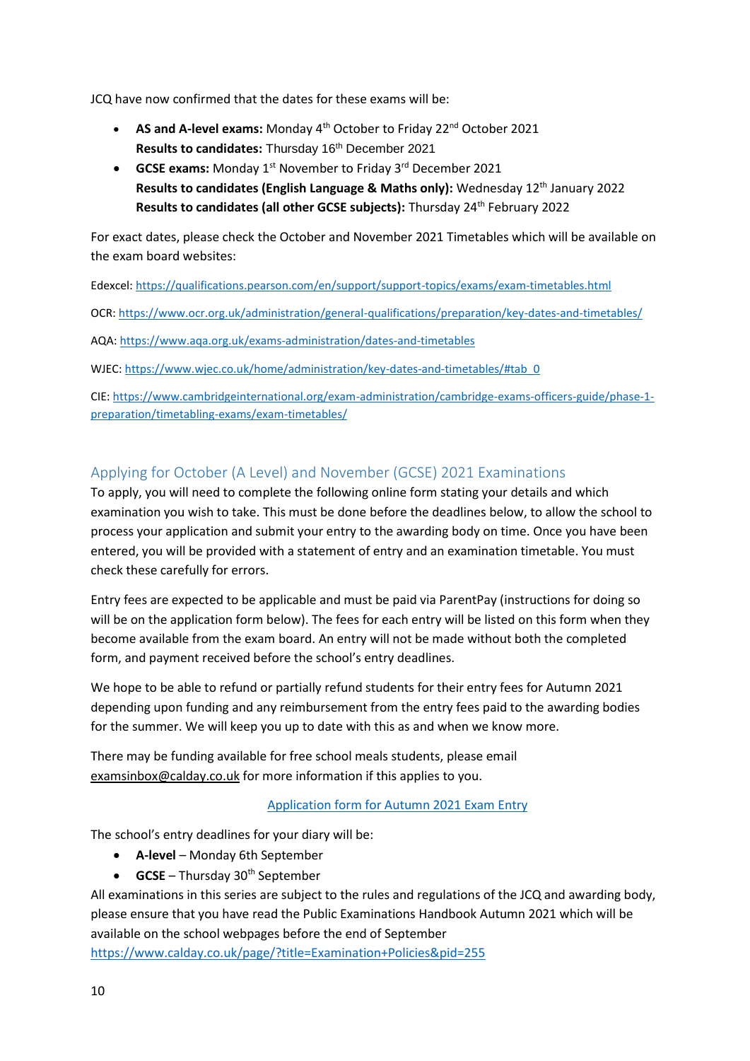JCQ have now confirmed that the dates for these exams will be:

- **AS and A-level exams:** Monday 4th October to Friday 22nd October 2021
  **Results to candidates:** Thursday 16th December 2021
- **GCSE exams:** Monday 1st November to Friday 3rd December 2021
  **Results to candidates (English Language & Maths only):** Wednesday 12th January 2022
  **Results to candidates (all other GCSE subjects):** Thursday 24th February 2022

For exact dates, please check the October and November 2021 Timetables which will be available on the exam board websites:

Edexcel: https://qualifications.pearson.com/en/support/support-topics/exams/exam-timetables.html

OCR: https://www.ocr.org.uk/administration/general-qualifications/preparation/key-dates-and-timetables/

AQA: https://www.aqa.org.uk/exams-administration/dates-and-timetables

WJEC: https://www.wjec.co.uk/home/administration/key-dates-and-timetables/#tab_0

CIE: https://www.cambridgeinternational.org/exam-administration/cambridge-exams-officers-guide/phase-1-preparation/timetabling-exams/exam-timetables/

## Applying for October (A Level) and November (GCSE) 2021 Examinations

To apply, you will need to complete the following online form stating your details and which examination you wish to take. This must be done before the deadlines below, to allow the school to process your application and submit your entry to the awarding body on time. Once you have been entered, you will be provided with a statement of entry and an examination timetable. You must check these carefully for errors.

Entry fees are expected to be applicable and must be paid via ParentPay (instructions for doing so will be on the application form below). The fees for each entry will be listed on this form when they become available from the exam board. An entry will not be made without both the completed form, and payment received before the school's entry deadlines.

We hope to be able to refund or partially refund students for their entry fees for Autumn 2021 depending upon funding and any reimbursement from the entry fees paid to the awarding bodies for the summer. We will keep you up to date with this as and when we know more.

There may be funding available for free school meals students, please email examsinbox@calday.co.uk for more information if this applies to you.

Application form for Autumn 2021 Exam Entry

The school's entry deadlines for your diary will be:

- **A-level** – Monday 6th September
- **GCSE** – Thursday 30th September

All examinations in this series are subject to the rules and regulations of the JCQ and awarding body, please ensure that you have read the Public Examinations Handbook Autumn 2021 which will be available on the school webpages before the end of September https://www.calday.co.uk/page/?title=Examination+Policies&pid=255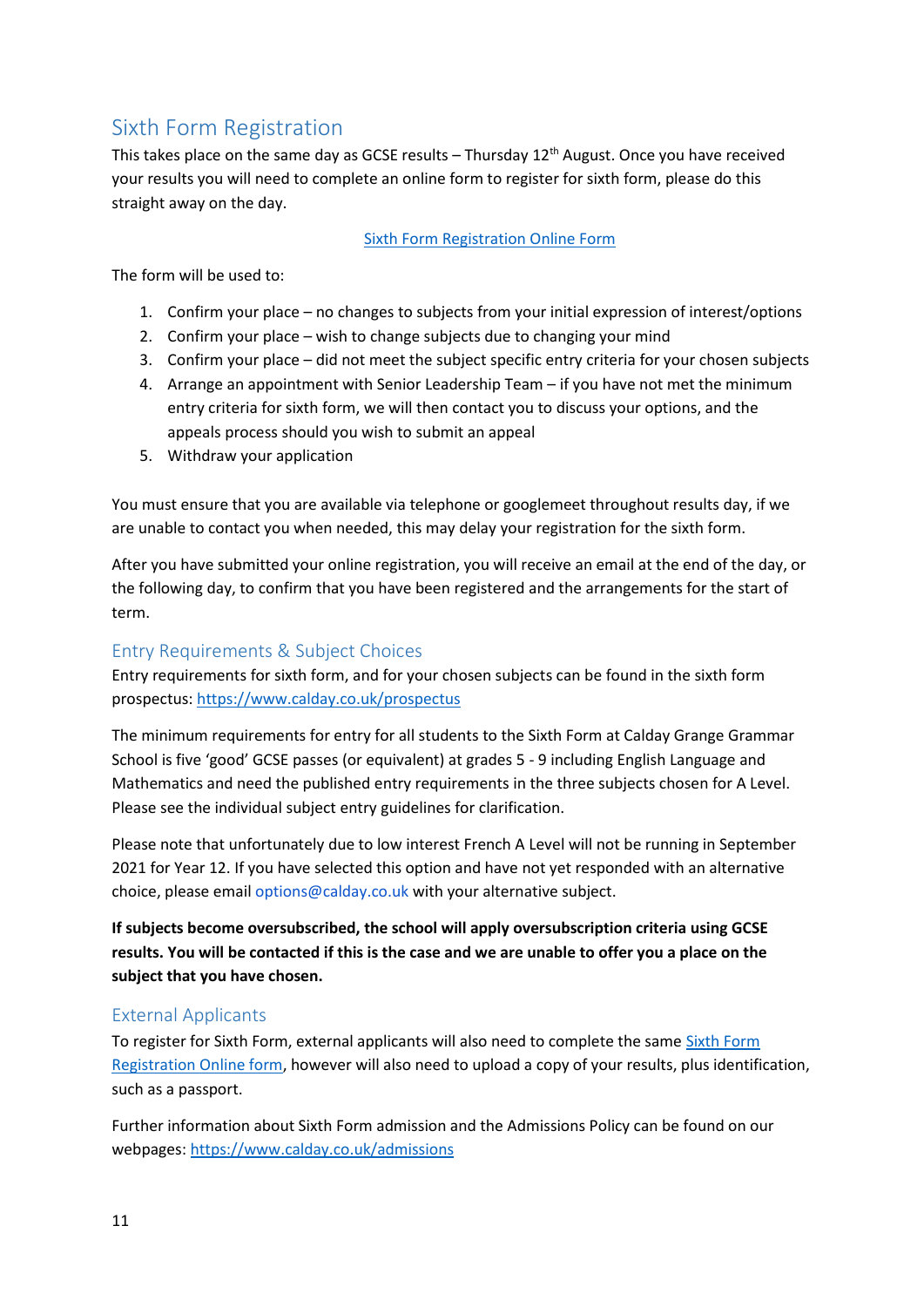## Sixth Form Registration

This takes place on the same day as GCSE results – Thursday 12th August. Once you have received your results you will need to complete an online form to register for sixth form, please do this straight away on the day.

[Sixth Form Registration Online Form]

The form will be used to:

1. Confirm your place – no changes to subjects from your initial expression of interest/options
2. Confirm your place – wish to change subjects due to changing your mind
3. Confirm your place – did not meet the subject specific entry criteria for your chosen subjects
4. Arrange an appointment with Senior Leadership Team – if you have not met the minimum entry criteria for sixth form, we will then contact you to discuss your options, and the appeals process should you wish to submit an appeal
5. Withdraw your application

You must ensure that you are available via telephone or googlemeet throughout results day, if we are unable to contact you when needed, this may delay your registration for the sixth form.

After you have submitted your online registration, you will receive an email at the end of the day, or the following day, to confirm that you have been registered and the arrangements for the start of term.

## Entry Requirements & Subject Choices

Entry requirements for sixth form, and for your chosen subjects can be found in the sixth form prospectus: https://www.calday.co.uk/prospectus

The minimum requirements for entry for all students to the Sixth Form at Calday Grange Grammar School is five 'good' GCSE passes (or equivalent) at grades 5 - 9 including English Language and Mathematics and need the published entry requirements in the three subjects chosen for A Level. Please see the individual subject entry guidelines for clarification.

Please note that unfortunately due to low interest French A Level will not be running in September 2021 for Year 12. If you have selected this option and have not yet responded with an alternative choice, please email options@calday.co.uk with your alternative subject.

**If subjects become oversubscribed, the school will apply oversubscription criteria using GCSE results. You will be contacted if this is the case and we are unable to offer you a place on the subject that you have chosen.**

## External Applicants

To register for Sixth Form, external applicants will also need to complete the same Sixth Form Registration Online form, however will also need to upload a copy of your results, plus identification, such as a passport.

Further information about Sixth Form admission and the Admissions Policy can be found on our webpages: https://www.calday.co.uk/admissions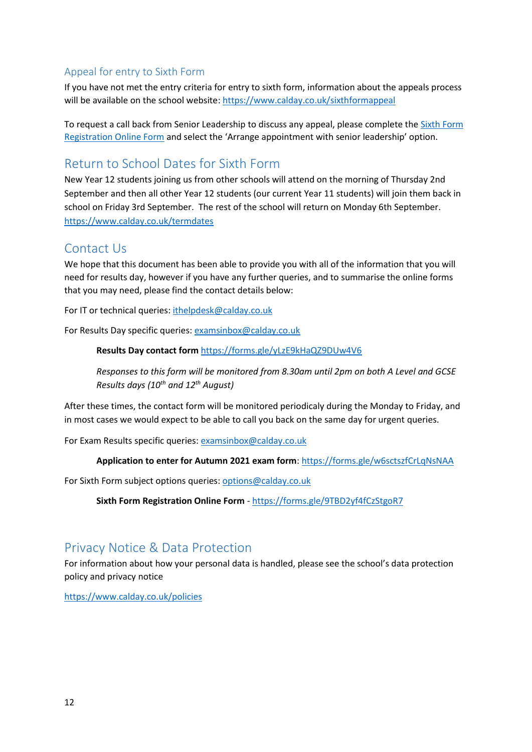## Appeal for entry to Sixth Form

If you have not met the entry criteria for entry to sixth form, information about the appeals process will be available on the school website: https://www.calday.co.uk/sixthformappeal

To request a call back from Senior Leadership to discuss any appeal, please complete the Sixth Form Registration Online Form and select the 'Arrange appointment with senior leadership' option.

# Return to School Dates for Sixth Form

New Year 12 students joining us from other schools will attend on the morning of Thursday 2nd September and then all other Year 12 students (our current Year 11 students) will join them back in school on Friday 3rd September. The rest of the school will return on Monday 6th September. https://www.calday.co.uk/termdates

# Contact Us

We hope that this document has been able to provide you with all of the information that you will need for results day, however if you have any further queries, and to summarise the online forms that you may need, please find the contact details below:

For IT or technical queries: ithelpdesk@calday.co.uk

For Results Day specific queries: examsinbox@calday.co.uk

**Results Day contact form** https://forms.gle/yLzE9kHaQZ9DUw4V6

*Responses to this form will be monitored from 8.30am until 2pm on both A Level and GCSE Results days (10th and 12th August)*

After these times, the contact form will be monitored periodicaly during the Monday to Friday, and in most cases we would expect to be able to call you back on the same day for urgent queries.

For Exam Results specific queries: examsinbox@calday.co.uk

**Application to enter for Autumn 2021 exam form**: https://forms.gle/w6sctszfCrLqNsNAA

For Sixth Form subject options queries: options@calday.co.uk

**Sixth Form Registration Online Form** - https://forms.gle/9TBD2yf4fCzStgoR7

# Privacy Notice & Data Protection

For information about how your personal data is handled, please see the school's data protection policy and privacy notice

https://www.calday.co.uk/policies